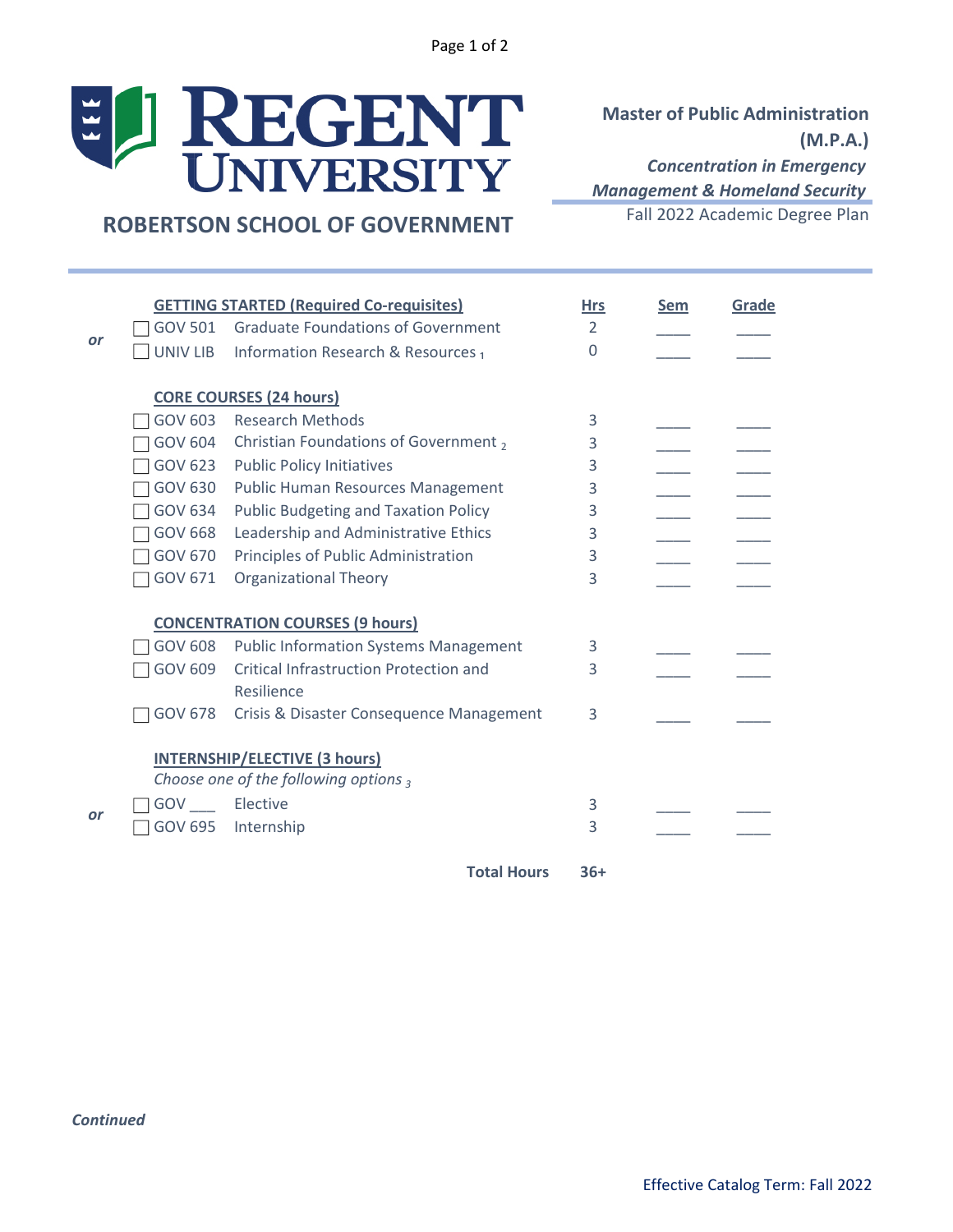# REGENT UNIVERSITY

## ROBERTSON SCHOOL OF GOVERNMENT

**Master of Public Administration (M.P.A.)**

***Concentration in Emergency Management & Homeland Security***

Fall 2022 Academic Degree Plan

| | | Course | Hrs | Sem | Grade |
|---|---|---|---|---|---|
| | | **GETTING STARTED (Required Co-requisites)** | | | |
| or | ☐ GOV 501 | Graduate Foundations of Government | 2 | ____ | ____ |
| | ☐ UNIV LIB | Information Research & Resources [1] | 0 | ____ | ____ |
| | | **CORE COURSES (24 hours)** | | | |
| | ☐ GOV 603 | Research Methods | 3 | ____ | ____ |
| | ☐ GOV 604 | Christian Foundations of Government [2] | 3 | ____ | ____ |
| | ☐ GOV 623 | Public Policy Initiatives | 3 | ____ | ____ |
| | ☐ GOV 630 | Public Human Resources Management | 3 | ____ | ____ |
| | ☐ GOV 634 | Public Budgeting and Taxation Policy | 3 | ____ | ____ |
| | ☐ GOV 668 | Leadership and Administrative Ethics | 3 | ____ | ____ |
| | ☐ GOV 670 | Principles of Public Administration | 3 | ____ | ____ |
| | ☐ GOV 671 | Organizational Theory | 3 | ____ | ____ |
| | | **CONCENTRATION COURSES (9 hours)** | | | |
| | ☐ GOV 608 | Public Information Systems Management | 3 | ____ | ____ |
| | ☐ GOV 609 | Critical Infrastruction Protection and Resilience | 3 | ____ | ____ |
| | ☐ GOV 678 | Crisis & Disaster Consequence Management | 3 | ____ | ____ |
| | | **INTERNSHIP/ELECTIVE (3 hours)** | | | |
| | | *Choose one of the following options [3]* | | | |
| or | ☐ GOV ___ | Elective | 3 | ____ | ____ |
| | ☐ GOV 695 | Internship | 3 | ____ | ____ |
| | | **Total Hours** | **36+** | | |

***Continued***

Effective Catalog Term: Fall 2022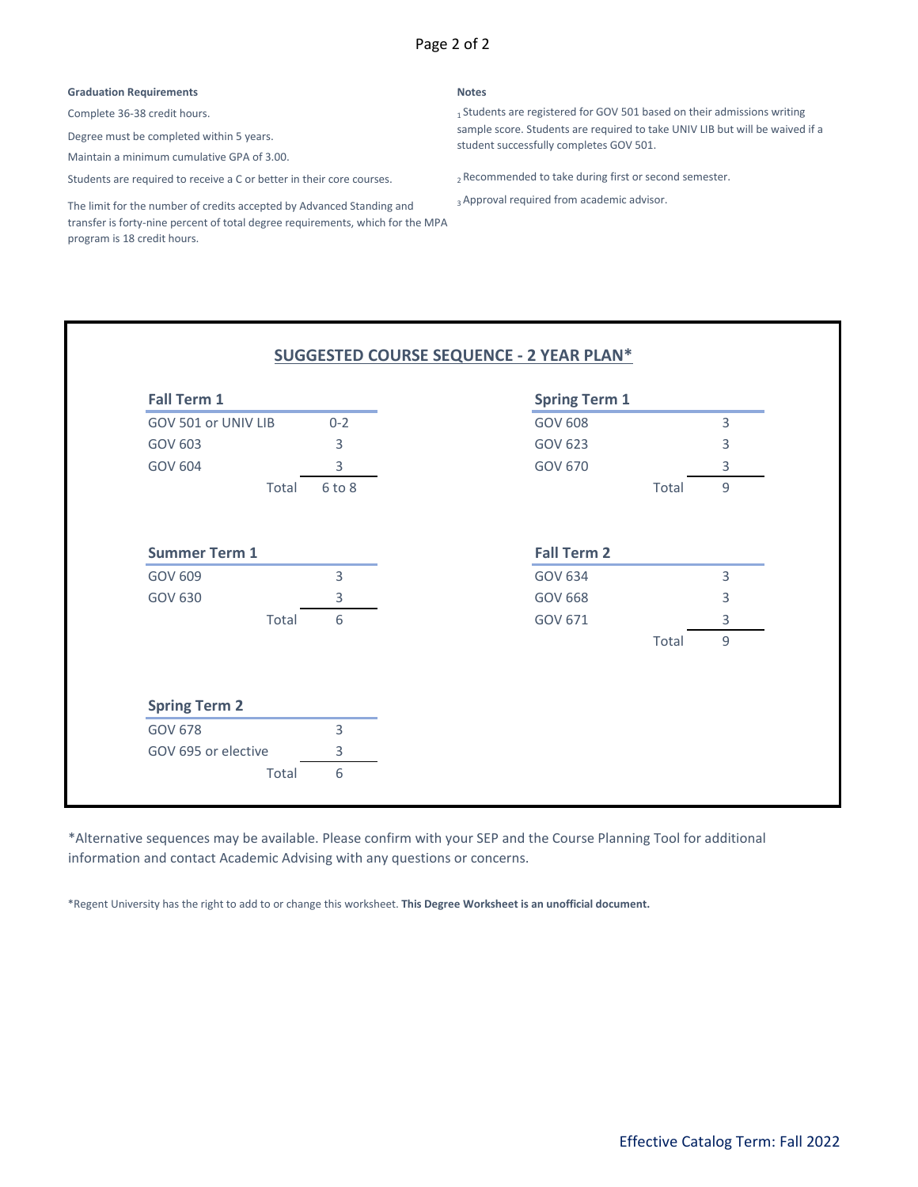**Graduation Requirements**

Complete 36-38 credit hours.

Degree must be completed within 5 years.

Maintain a minimum cumulative GPA of 3.00.

Students are required to receive a C or better in their core courses.

The limit for the number of credits accepted by Advanced Standing and transfer is forty-nine percent of total degree requirements, which for the MPA program is 18 credit hours.

**Notes**

[1] Students are registered for GOV 501 based on their admissions writing sample score. Students are required to take UNIV LIB but will be waived if a student successfully completes GOV 501.

[2] Recommended to take during first or second semester.

[3] Approval required from academic advisor.

## SUGGESTED COURSE SEQUENCE - 2 YEAR PLAN*

### Fall Term 1

| | |
|---|---|
| GOV 501 or UNIV LIB | 0-2 |
| GOV 603 | 3 |
| GOV 604 | 3 |
| Total | 6 to 8 |

### Spring Term 1

| | |
|---|---|
| GOV 608 | 3 |
| GOV 623 | 3 |
| GOV 670 | 3 |
| Total | 9 |

### Summer Term 1

| | |
|---|---|
| GOV 609 | 3 |
| GOV 630 | 3 |
| Total | 6 |

### Fall Term 2

| | |
|---|---|
| GOV 634 | 3 |
| GOV 668 | 3 |
| GOV 671 | 3 |
| Total | 9 |

### Spring Term 2

| | |
|---|---|
| GOV 678 | 3 |
| GOV 695 or elective | 3 |
| Total | 6 |

*Alternative sequences may be available. Please confirm with your SEP and the Course Planning Tool for additional information and contact Academic Advising with any questions or concerns.

*Regent University has the right to add to or change this worksheet. **This Degree Worksheet is an unofficial document.**

Effective Catalog Term: Fall 2022